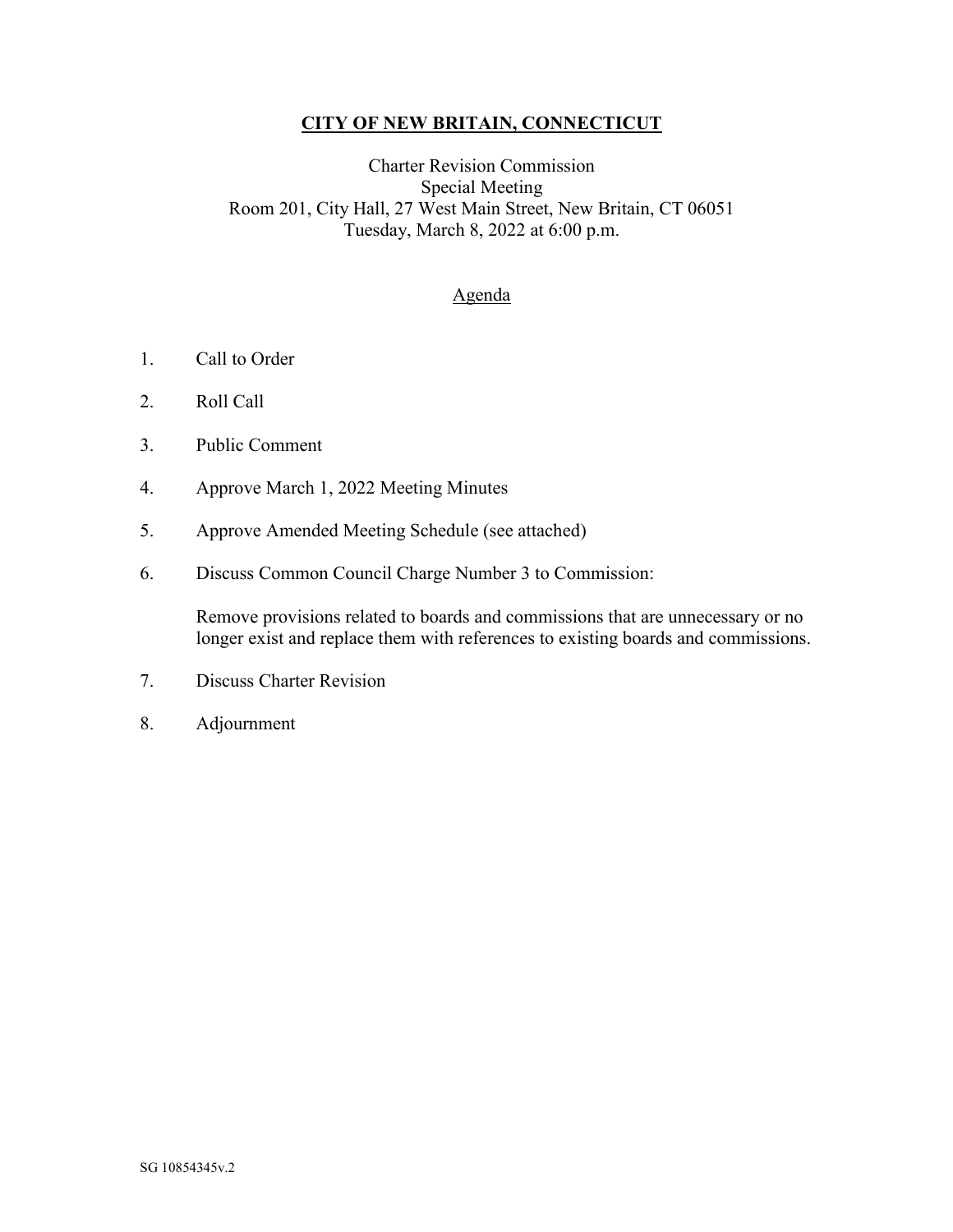# **CITY OF NEW BRITAIN, CONNECTICUT**

Charter Revision Commission
Special Meeting
Room 201, City Hall, 27 West Main Street, New Britain, CT 06051
Tuesday, March 8, 2022 at 6:00 p.m.

## Agenda

1. Call to Order
2. Roll Call
3. Public Comment
4. Approve March 1, 2022 Meeting Minutes
5. Approve Amended Meeting Schedule (see attached)
6. Discuss Common Council Charge Number 3 to Commission:

   Remove provisions related to boards and commissions that are unnecessary or no longer exist and replace them with references to existing boards and commissions.

7. Discuss Charter Revision
8. Adjournment

SG 10854345v.2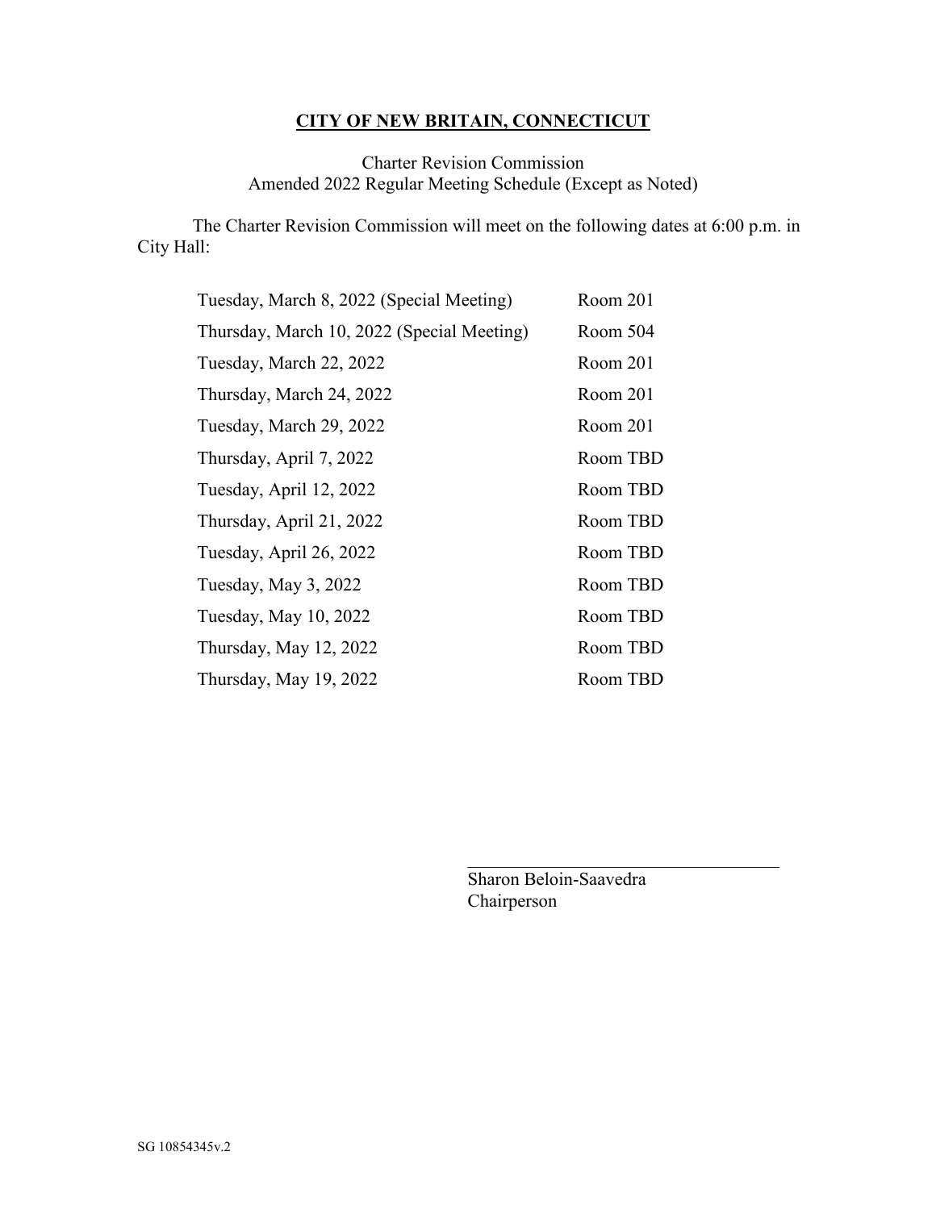**CITY OF NEW BRITAIN, CONNECTICUT**

Charter Revision Commission
Amended 2022 Regular Meeting Schedule (Except as Noted)

The Charter Revision Commission will meet on the following dates at 6:00 p.m. in City Hall:

| | |
|---|---|
| Tuesday, March 8, 2022 (Special Meeting) | Room 201 |
| Thursday, March 10, 2022 (Special Meeting) | Room 504 |
| Tuesday, March 22, 2022 | Room 201 |
| Thursday, March 24, 2022 | Room 201 |
| Tuesday, March 29, 2022 | Room 201 |
| Thursday, April 7, 2022 | Room TBD |
| Tuesday, April 12, 2022 | Room TBD |
| Thursday, April 21, 2022 | Room TBD |
| Tuesday, April 26, 2022 | Room TBD |
| Tuesday, May 3, 2022 | Room TBD |
| Tuesday, May 10, 2022 | Room TBD |
| Thursday, May 12, 2022 | Room TBD |
| Thursday, May 19, 2022 | Room TBD |

\_\_\_\_\_\_\_\_\_\_\_\_\_\_\_\_\_\_\_\_\_\_\_\_\_\_\_\_\_\_\_\_
Sharon Beloin-Saavedra
Chairperson

SG 10854345v.2